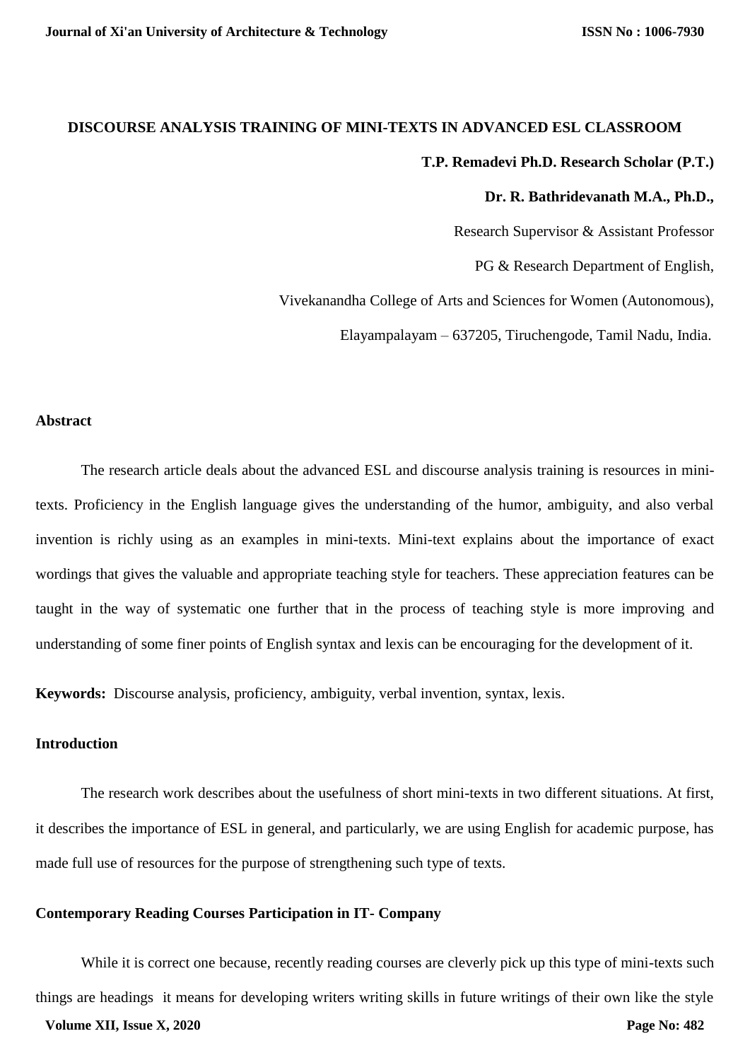# DISCOURSE ANALYSIS TRAINING OF MINI-TEXTS IN ADVANCED ESL CLASSROOM

**T.P. Remadevi Ph.D. Research Scholar (P.T.)**

**Dr. R. Bathridevanath M.A., Ph.D.,**

Research Supervisor & Assistant Professor

PG & Research Department of English,

Vivekanandha College of Arts and Sciences for Women (Autonomous),

Elayampalayam – 637205, Tiruchengode, Tamil Nadu, India.

## Abstract

The research article deals about the advanced ESL and discourse analysis training is resources in mini-texts. Proficiency in the English language gives the understanding of the humor, ambiguity, and also verbal invention is richly using as an examples in mini-texts. Mini-text explains about the importance of exact wordings that gives the valuable and appropriate teaching style for teachers. These appreciation features can be taught in the way of systematic one further that in the process of teaching style is more improving and understanding of some finer points of English syntax and lexis can be encouraging for the development of it.

**Keywords:** Discourse analysis, proficiency, ambiguity, verbal invention, syntax, lexis.

## Introduction

The research work describes about the usefulness of short mini-texts in two different situations. At first, it describes the importance of ESL in general, and particularly, we are using English for academic purpose, has made full use of resources for the purpose of strengthening such type of texts.

## Contemporary Reading Courses Participation in IT- Company

While it is correct one because, recently reading courses are cleverly pick up this type of mini-texts such things are headings it means for developing writers writing skills in future writings of their own like the style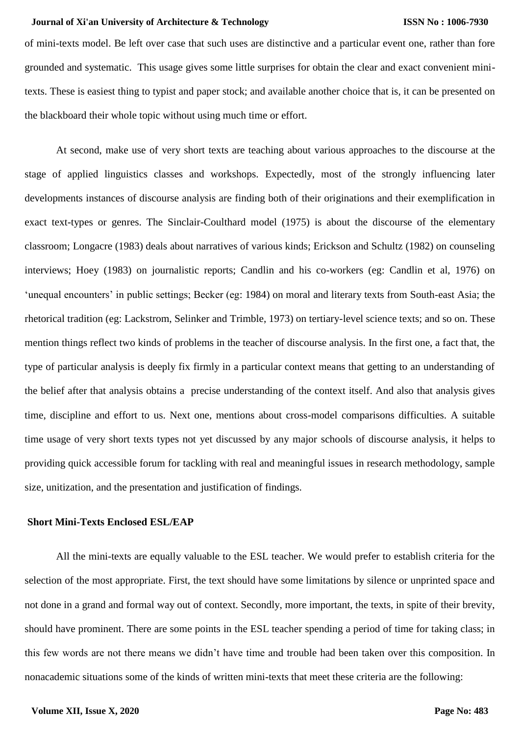of mini-texts model. Be left over case that such uses are distinctive and a particular event one, rather than fore grounded and systematic. This usage gives some little surprises for obtain the clear and exact convenient mini-texts. These is easiest thing to typist and paper stock; and available another choice that is, it can be presented on the blackboard their whole topic without using much time or effort.

At second, make use of very short texts are teaching about various approaches to the discourse at the stage of applied linguistics classes and workshops. Expectedly, most of the strongly influencing later developments instances of discourse analysis are finding both of their originations and their exemplification in exact text-types or genres. The Sinclair-Coulthard model (1975) is about the discourse of the elementary classroom; Longacre (1983) deals about narratives of various kinds; Erickson and Schultz (1982) on counseling interviews; Hoey (1983) on journalistic reports; Candlin and his co-workers (eg: Candlin et al, 1976) on 'unequal encounters' in public settings; Becker (eg: 1984) on moral and literary texts from South-east Asia; the rhetorical tradition (eg: Lackstrom, Selinker and Trimble, 1973) on tertiary-level science texts; and so on. These mention things reflect two kinds of problems in the teacher of discourse analysis. In the first one, a fact that, the type of particular analysis is deeply fix firmly in a particular context means that getting to an understanding of the belief after that analysis obtains a precise understanding of the context itself. And also that analysis gives time, discipline and effort to us. Next one, mentions about cross-model comparisons difficulties. A suitable time usage of very short texts types not yet discussed by any major schools of discourse analysis, it helps to providing quick accessible forum for tackling with real and meaningful issues in research methodology, sample size, unitization, and the presentation and justification of findings.

**Short Mini-Texts Enclosed ESL/EAP**

All the mini-texts are equally valuable to the ESL teacher. We would prefer to establish criteria for the selection of the most appropriate. First, the text should have some limitations by silence or unprinted space and not done in a grand and formal way out of context. Secondly, more important, the texts, in spite of their brevity, should have prominent. There are some points in the ESL teacher spending a period of time for taking class; in this few words are not there means we didn't have time and trouble had been taken over this composition. In nonacademic situations some of the kinds of written mini-texts that meet these criteria are the following: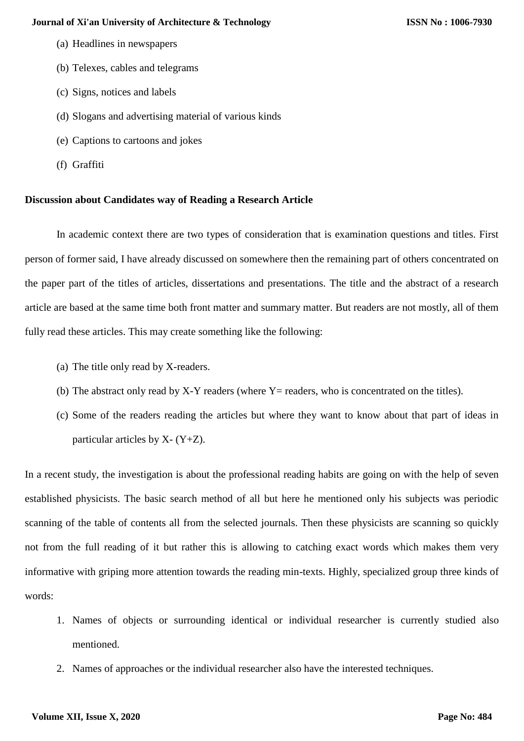(a) Headlines in newspapers

(b) Telexes, cables and telegrams

(c) Signs, notices and labels

(d) Slogans and advertising material of various kinds

(e) Captions to cartoons and jokes

(f) Graffiti

**Discussion about Candidates way of Reading a Research Article**

In academic context there are two types of consideration that is examination questions and titles. First person of former said, I have already discussed on somewhere then the remaining part of others concentrated on the paper part of the titles of articles, dissertations and presentations. The title and the abstract of a research article are based at the same time both front matter and summary matter. But readers are not mostly, all of them fully read these articles. This may create something like the following:

(a) The title only read by X-readers.

(b) The abstract only read by X-Y readers (where Y= readers, who is concentrated on the titles).

(c) Some of the readers reading the articles but where they want to know about that part of ideas in particular articles by X- (Y+Z).

In a recent study, the investigation is about the professional reading habits are going on with the help of seven established physicists. The basic search method of all but here he mentioned only his subjects was periodic scanning of the table of contents all from the selected journals. Then these physicists are scanning so quickly not from the full reading of it but rather this is allowing to catching exact words which makes them very informative with griping more attention towards the reading min-texts. Highly, specialized group three kinds of words:

1. Names of objects or surrounding identical or individual researcher is currently studied also mentioned.
2. Names of approaches or the individual researcher also have the interested techniques.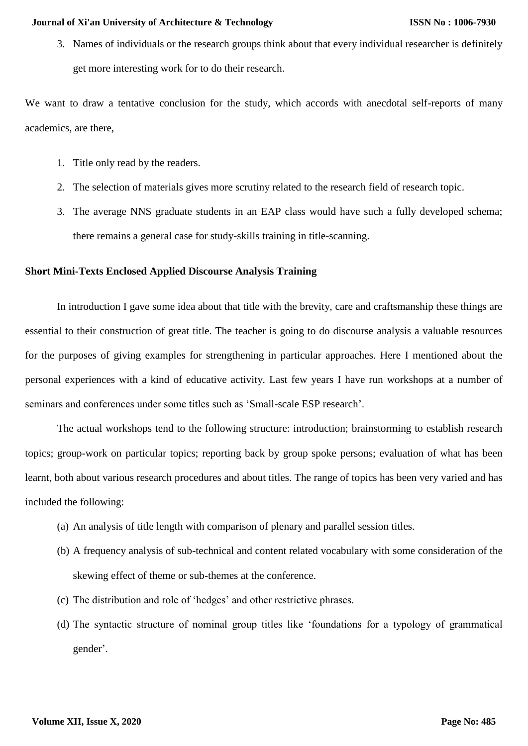3. Names of individuals or the research groups think about that every individual researcher is definitely get more interesting work for to do their research.

We want to draw a tentative conclusion for the study, which accords with anecdotal self-reports of many academics, are there,

1. Title only read by the readers.
2. The selection of materials gives more scrutiny related to the research field of research topic.
3. The average NNS graduate students in an EAP class would have such a fully developed schema; there remains a general case for study-skills training in title-scanning.

**Short Mini-Texts Enclosed Applied Discourse Analysis Training**

In introduction I gave some idea about that title with the brevity, care and craftsmanship these things are essential to their construction of great title. The teacher is going to do discourse analysis a valuable resources for the purposes of giving examples for strengthening in particular approaches. Here I mentioned about the personal experiences with a kind of educative activity. Last few years I have run workshops at a number of seminars and conferences under some titles such as 'Small-scale ESP research'.

The actual workshops tend to the following structure: introduction; brainstorming to establish research topics; group-work on particular topics; reporting back by group spoke persons; evaluation of what has been learnt, both about various research procedures and about titles. The range of topics has been very varied and has included the following:

(a) An analysis of title length with comparison of plenary and parallel session titles.

(b) A frequency analysis of sub-technical and content related vocabulary with some consideration of the skewing effect of theme or sub-themes at the conference.

(c) The distribution and role of 'hedges' and other restrictive phrases.

(d) The syntactic structure of nominal group titles like 'foundations for a typology of grammatical gender'.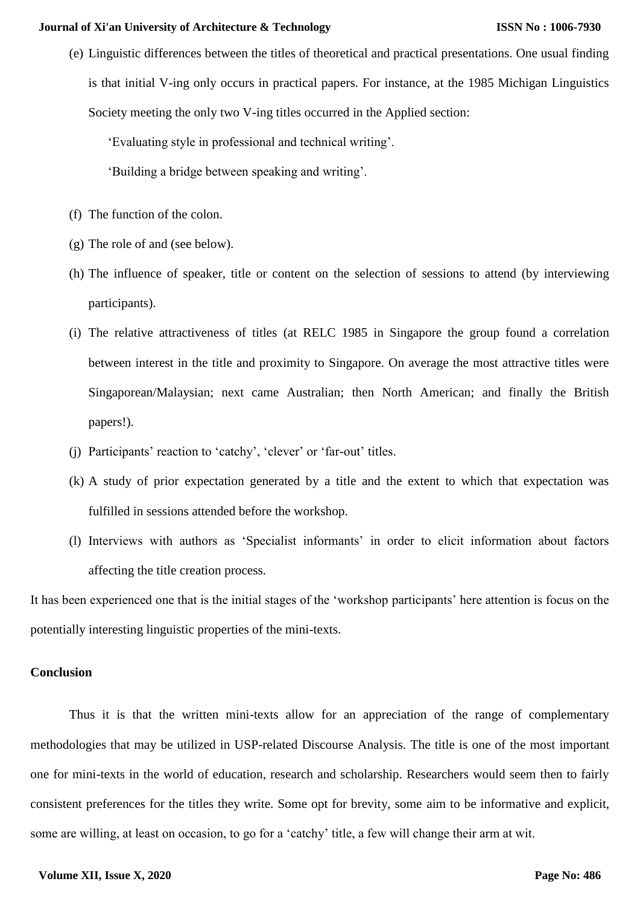(e) Linguistic differences between the titles of theoretical and practical presentations. One usual finding is that initial V-ing only occurs in practical papers. For instance, at the 1985 Michigan Linguistics Society meeting the only two V-ing titles occurred in the Applied section:

  'Evaluating style in professional and technical writing'.

  'Building a bridge between speaking and writing'.

(f) The function of the colon.

(g) The role of and (see below).

(h) The influence of speaker, title or content on the selection of sessions to attend (by interviewing participants).

(i) The relative attractiveness of titles (at RELC 1985 in Singapore the group found a correlation between interest in the title and proximity to Singapore. On average the most attractive titles were Singaporean/Malaysian; next came Australian; then North American; and finally the British papers!).

(j) Participants' reaction to 'catchy', 'clever' or 'far-out' titles.

(k) A study of prior expectation generated by a title and the extent to which that expectation was fulfilled in sessions attended before the workshop.

(l) Interviews with authors as 'Specialist informants' in order to elicit information about factors affecting the title creation process.

It has been experienced one that is the initial stages of the 'workshop participants' here attention is focus on the potentially interesting linguistic properties of the mini-texts.

## Conclusion

Thus it is that the written mini-texts allow for an appreciation of the range of complementary methodologies that may be utilized in USP-related Discourse Analysis. The title is one of the most important one for mini-texts in the world of education, research and scholarship. Researchers would seem then to fairly consistent preferences for the titles they write. Some opt for brevity, some aim to be informative and explicit, some are willing, at least on occasion, to go for a 'catchy' title, a few will change their arm at wit.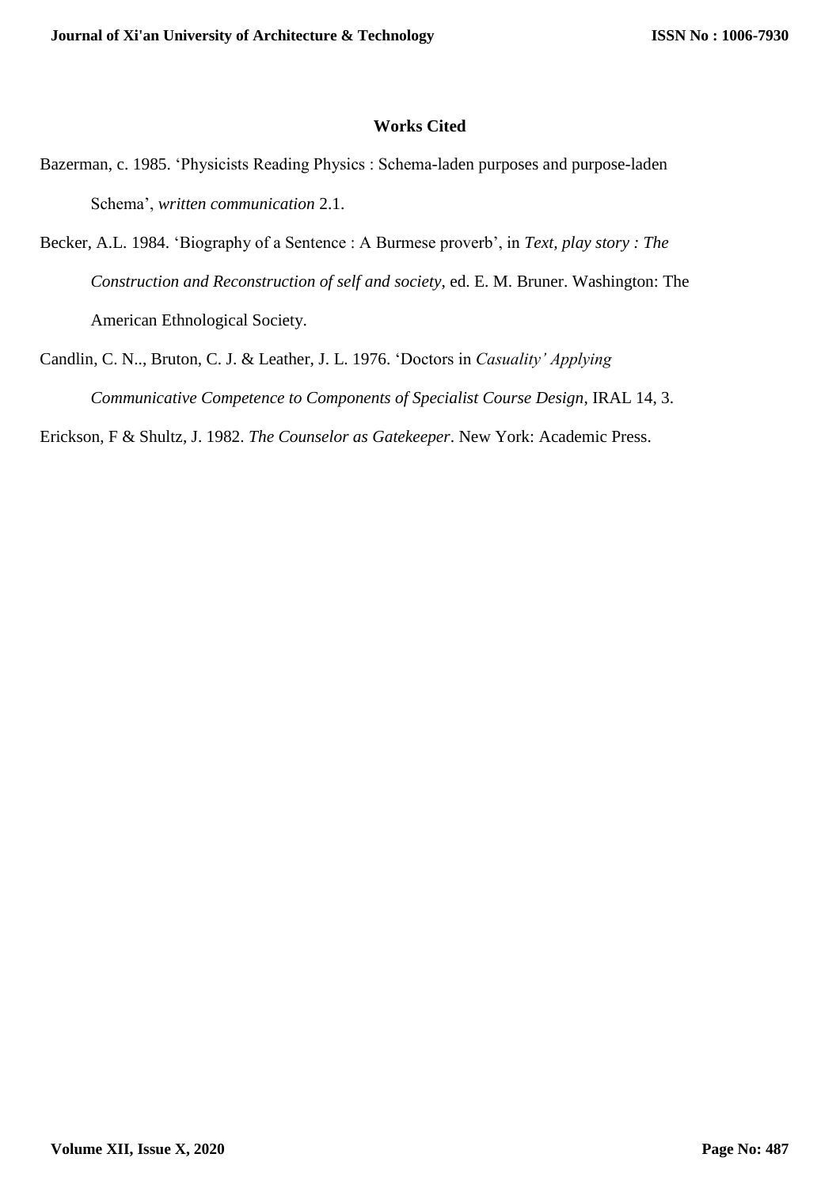## Works Cited

Bazerman, c. 1985. 'Physicists Reading Physics : Schema-laden purposes and purpose-laden Schema', *written communication* 2.1.

Becker, A.L. 1984. 'Biography of a Sentence : A Burmese proverb', in *Text, play story : The Construction and Reconstruction of self and society*, ed. E. M. Bruner. Washington: The American Ethnological Society.

Candlin, C. N.., Bruton, C. J. & Leather, J. L. 1976. 'Doctors in *Casuality' Applying Communicative Competence to Components of Specialist Course Design*, IRAL 14, 3.

Erickson, F & Shultz, J. 1982. *The Counselor as Gatekeeper*. New York: Academic Press.